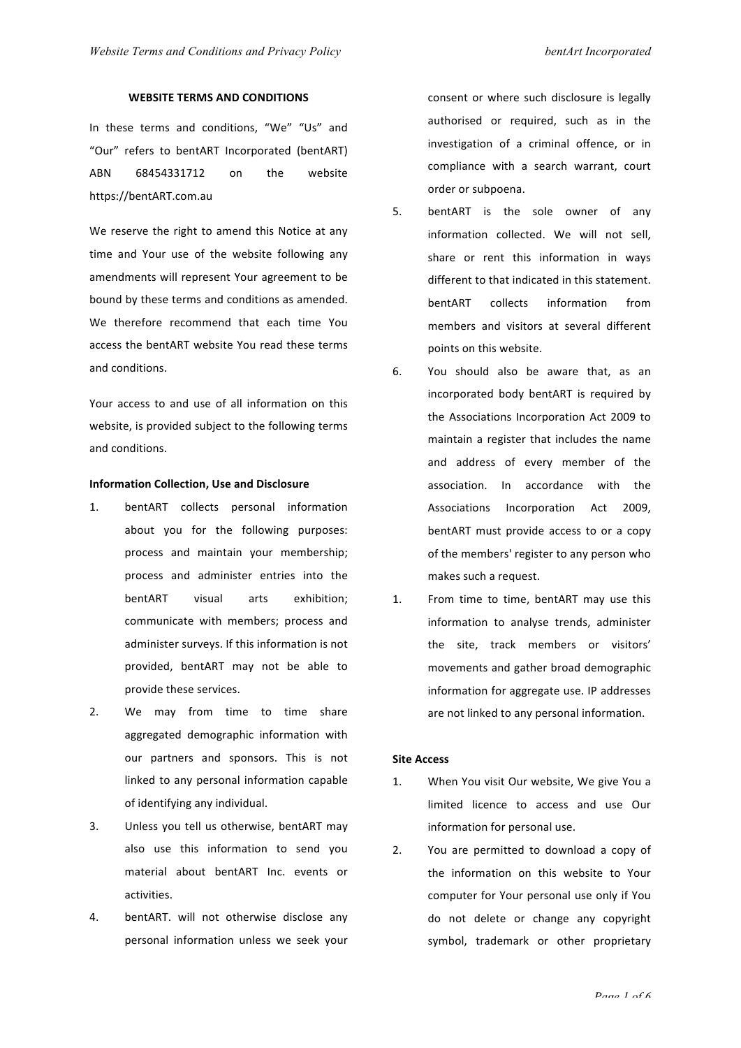## WEBSITE TERMS AND CONDITIONS

In these terms and conditions, "We" "Us" and "Our" refers to bentART Incorporated (bentART) ABN 68454331712 on the website https://bentART.com.au

We reserve the right to amend this Notice at any time and Your use of the website following any amendments will represent Your agreement to be bound by these terms and conditions as amended. We therefore recommend that each time You access the bentART website You read these terms and conditions.

Your access to and use of all information on this website, is provided subject to the following terms and conditions.

**Information Collection, Use and Disclosure**

1. bentART collects personal information about you for the following purposes: process and maintain your membership; process and administer entries into the bentART visual arts exhibition; communicate with members; process and administer surveys. If this information is not provided, bentART may not be able to provide these services.
2. We may from time to time share aggregated demographic information with our partners and sponsors. This is not linked to any personal information capable of identifying any individual.
3. Unless you tell us otherwise, bentART may also use this information to send you material about bentART Inc. events or activities.
4. bentART. will not otherwise disclose any personal information unless we seek your consent or where such disclosure is legally authorised or required, such as in the investigation of a criminal offence, or in compliance with a search warrant, court order or subpoena.
5. bentART is the sole owner of any information collected. We will not sell, share or rent this information in ways different to that indicated in this statement. bentART collects information from members and visitors at several different points on this website.
6. You should also be aware that, as an incorporated body bentART is required by the Associations Incorporation Act 2009 to maintain a register that includes the name and address of every member of the association. In accordance with the Associations Incorporation Act 2009, bentART must provide access to or a copy of the members' register to any person who makes such a request.
1. From time to time, bentART may use this information to analyse trends, administer the site, track members or visitors' movements and gather broad demographic information for aggregate use. IP addresses are not linked to any personal information.

**Site Access**

1. When You visit Our website, We give You a limited licence to access and use Our information for personal use.
2. You are permitted to download a copy of the information on this website to Your computer for Your personal use only if You do not delete or change any copyright symbol, trademark or other proprietary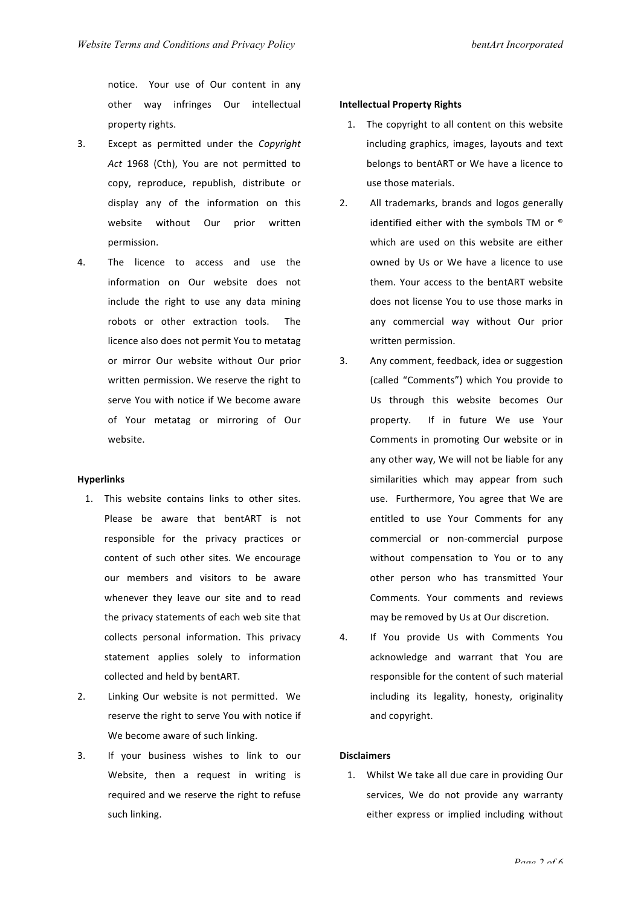notice. Your use of Our content in any other way infringes Our intellectual property rights.

3. Except as permitted under the *Copyright Act* 1968 (Cth), You are not permitted to copy, reproduce, republish, distribute or display any of the information on this website without Our prior written permission.

4. The licence to access and use the information on Our website does not include the right to use any data mining robots or other extraction tools. The licence also does not permit You to metatag or mirror Our website without Our prior written permission. We reserve the right to serve You with notice if We become aware of Your metatag or mirroring of Our website.

**Hyperlinks**

1. This website contains links to other sites. Please be aware that bentART is not responsible for the privacy practices or content of such other sites. We encourage our members and visitors to be aware whenever they leave our site and to read the privacy statements of each web site that collects personal information. This privacy statement applies solely to information collected and held by bentART.

2. Linking Our website is not permitted. We reserve the right to serve You with notice if We become aware of such linking.

3. If your business wishes to link to our Website, then a request in writing is required and we reserve the right to refuse such linking.

**Intellectual Property Rights**

1. The copyright to all content on this website including graphics, images, layouts and text belongs to bentART or We have a licence to use those materials.

2. All trademarks, brands and logos generally identified either with the symbols TM or ® which are used on this website are either owned by Us or We have a licence to use them. Your access to the bentART website does not license You to use those marks in any commercial way without Our prior written permission.

3. Any comment, feedback, idea or suggestion (called "Comments") which You provide to Us through this website becomes Our property. If in future We use Your Comments in promoting Our website or in any other way, We will not be liable for any similarities which may appear from such use. Furthermore, You agree that We are entitled to use Your Comments for any commercial or non-commercial purpose without compensation to You or to any other person who has transmitted Your Comments. Your comments and reviews may be removed by Us at Our discretion.

4. If You provide Us with Comments You acknowledge and warrant that You are responsible for the content of such material including its legality, honesty, originality and copyright.

**Disclaimers**

1. Whilst We take all due care in providing Our services, We do not provide any warranty either express or implied including without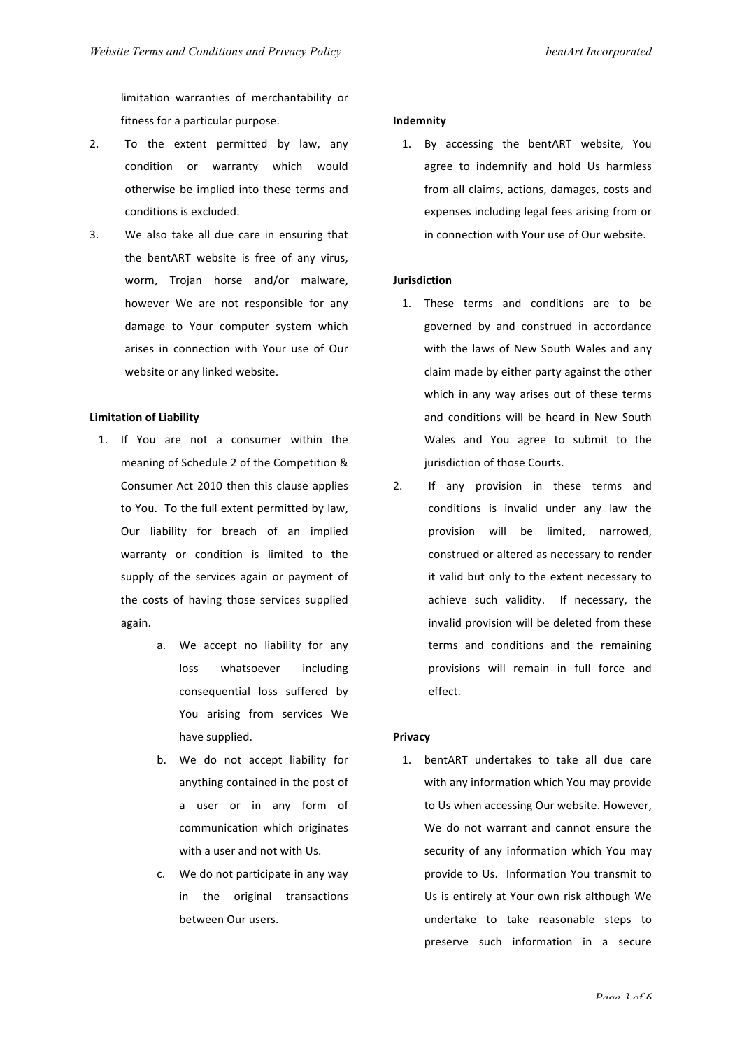limitation warranties of merchantability or fitness for a particular purpose.

2. To the extent permitted by law, any condition or warranty which would otherwise be implied into these terms and conditions is excluded.
3. We also take all due care in ensuring that the bentART website is free of any virus, worm, Trojan horse and/or malware, however We are not responsible for any damage to Your computer system which arises in connection with Your use of Our website or any linked website.

**Limitation of Liability**

1. If You are not a consumer within the meaning of Schedule 2 of the Competition & Consumer Act 2010 then this clause applies to You. To the full extent permitted by law, Our liability for breach of an implied warranty or condition is limited to the supply of the services again or payment of the costs of having those services supplied again.
    a. We accept no liability for any loss whatsoever including consequential loss suffered by You arising from services We have supplied.
    b. We do not accept liability for anything contained in the post of a user or in any form of communication which originates with a user and not with Us.
    c. We do not participate in any way in the original transactions between Our users.

**Indemnity**

1. By accessing the bentART website, You agree to indemnify and hold Us harmless from all claims, actions, damages, costs and expenses including legal fees arising from or in connection with Your use of Our website.

**Jurisdiction**

1. These terms and conditions are to be governed by and construed in accordance with the laws of New South Wales and any claim made by either party against the other which in any way arises out of these terms and conditions will be heard in New South Wales and You agree to submit to the jurisdiction of those Courts.
2. If any provision in these terms and conditions is invalid under any law the provision will be limited, narrowed, construed or altered as necessary to render it valid but only to the extent necessary to achieve such validity. If necessary, the invalid provision will be deleted from these terms and conditions and the remaining provisions will remain in full force and effect.

**Privacy**

1. bentART undertakes to take all due care with any information which You may provide to Us when accessing Our website. However, We do not warrant and cannot ensure the security of any information which You may provide to Us. Information You transmit to Us is entirely at Your own risk although We undertake to take reasonable steps to preserve such information in a secure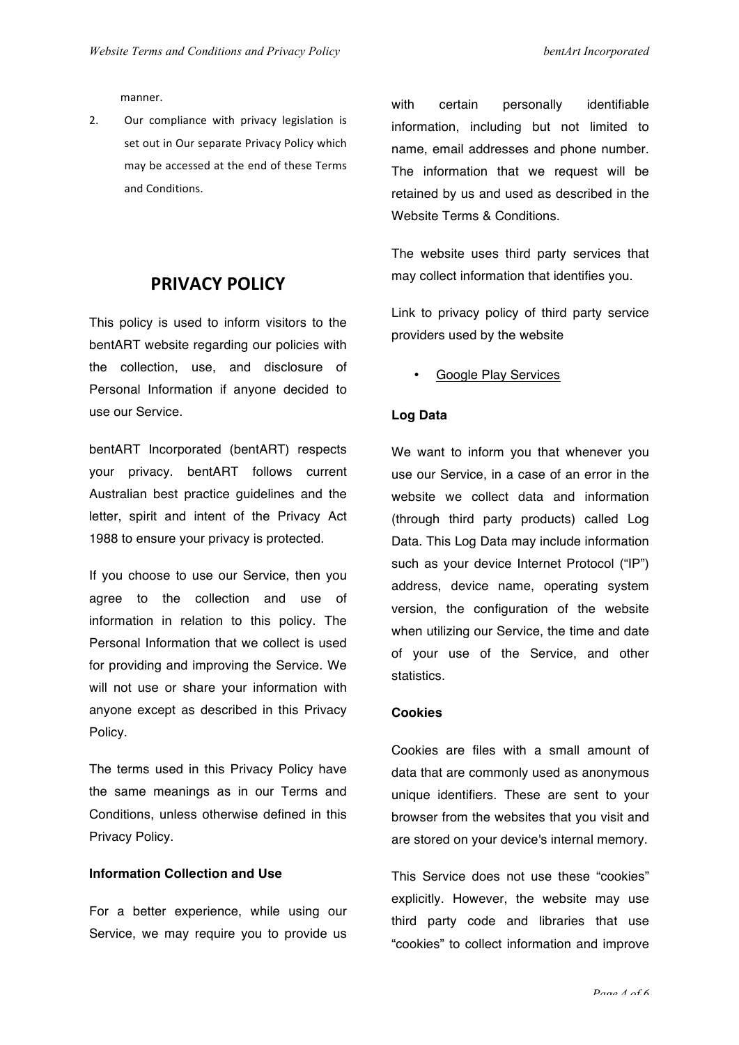manner.

2. Our compliance with privacy legislation is set out in Our separate Privacy Policy which may be accessed at the end of these Terms and Conditions.

## PRIVACY POLICY

This policy is used to inform visitors to the bentART website regarding our policies with the collection, use, and disclosure of Personal Information if anyone decided to use our Service.

bentART Incorporated (bentART) respects your privacy. bentART follows current Australian best practice guidelines and the letter, spirit and intent of the Privacy Act 1988 to ensure your privacy is protected.

If you choose to use our Service, then you agree to the collection and use of information in relation to this policy. The Personal Information that we collect is used for providing and improving the Service. We will not use or share your information with anyone except as described in this Privacy Policy.

The terms used in this Privacy Policy have the same meanings as in our Terms and Conditions, unless otherwise defined in this Privacy Policy.

**Information Collection and Use**

For a better experience, while using our Service, we may require you to provide us with certain personally identifiable information, including but not limited to name, email addresses and phone number. The information that we request will be retained by us and used as described in the Website Terms & Conditions.

The website uses third party services that may collect information that identifies you.

Link to privacy policy of third party service providers used by the website

- Google Play Services

**Log Data**

We want to inform you that whenever you use our Service, in a case of an error in the website we collect data and information (through third party products) called Log Data. This Log Data may include information such as your device Internet Protocol ("IP") address, device name, operating system version, the configuration of the website when utilizing our Service, the time and date of your use of the Service, and other statistics.

**Cookies**

Cookies are files with a small amount of data that are commonly used as anonymous unique identifiers. These are sent to your browser from the websites that you visit and are stored on your device's internal memory.

This Service does not use these "cookies" explicitly. However, the website may use third party code and libraries that use "cookies" to collect information and improve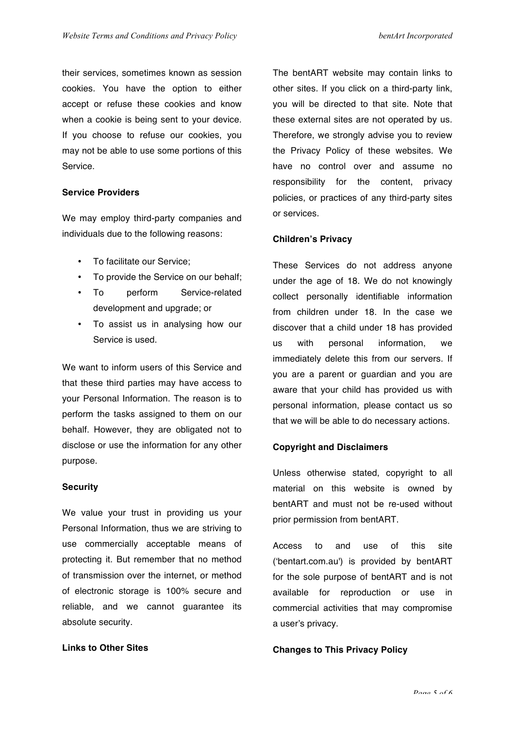their services, sometimes known as session cookies. You have the option to either accept or refuse these cookies and know when a cookie is being sent to your device. If you choose to refuse our cookies, you may not be able to use some portions of this Service.

**Service Providers**

We may employ third-party companies and individuals due to the following reasons:

- To facilitate our Service;
- To provide the Service on our behalf;
- To perform Service-related development and upgrade; or
- To assist us in analysing how our Service is used.

We want to inform users of this Service and that these third parties may have access to your Personal Information. The reason is to perform the tasks assigned to them on our behalf. However, they are obligated not to disclose or use the information for any other purpose.

**Security**

We value your trust in providing us your Personal Information, thus we are striving to use commercially acceptable means of protecting it. But remember that no method of transmission over the internet, or method of electronic storage is 100% secure and reliable, and we cannot guarantee its absolute security.

**Links to Other Sites**

The bentART website may contain links to other sites. If you click on a third-party link, you will be directed to that site. Note that these external sites are not operated by us. Therefore, we strongly advise you to review the Privacy Policy of these websites. We have no control over and assume no responsibility for the content, privacy policies, or practices of any third-party sites or services.

**Children's Privacy**

These Services do not address anyone under the age of 18. We do not knowingly collect personally identifiable information from children under 18. In the case we discover that a child under 18 has provided us with personal information, we immediately delete this from our servers. If you are a parent or guardian and you are aware that your child has provided us with personal information, please contact us so that we will be able to do necessary actions.

**Copyright and Disclaimers**

Unless otherwise stated, copyright to all material on this website is owned by bentART and must not be re-used without prior permission from bentART.

Access to and use of this site ('bentart.com.au') is provided by bentART for the sole purpose of bentART and is not available for reproduction or use in commercial activities that may compromise a user's privacy.

**Changes to This Privacy Policy**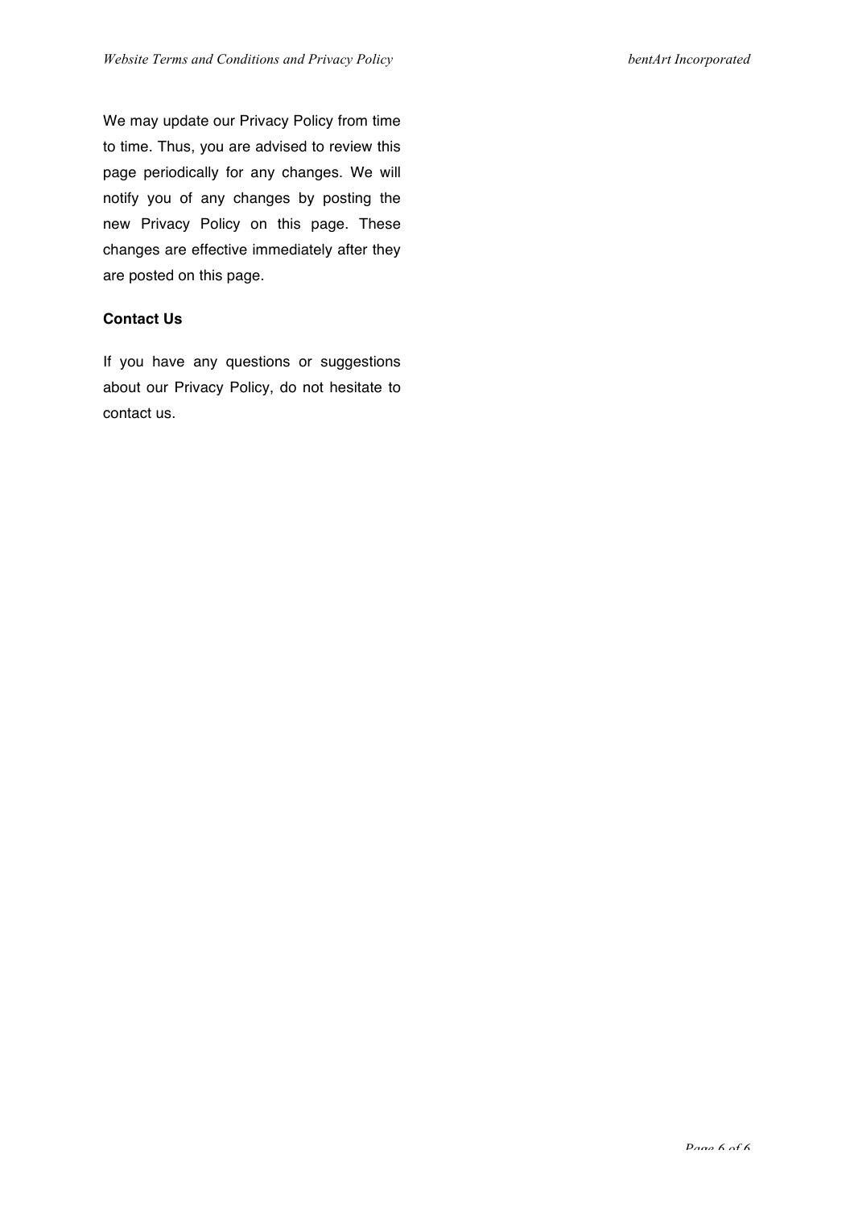We may update our Privacy Policy from time to time. Thus, you are advised to review this page periodically for any changes. We will notify you of any changes by posting the new Privacy Policy on this page. These changes are effective immediately after they are posted on this page.

**Contact Us**

If you have any questions or suggestions about our Privacy Policy, do not hesitate to contact us.